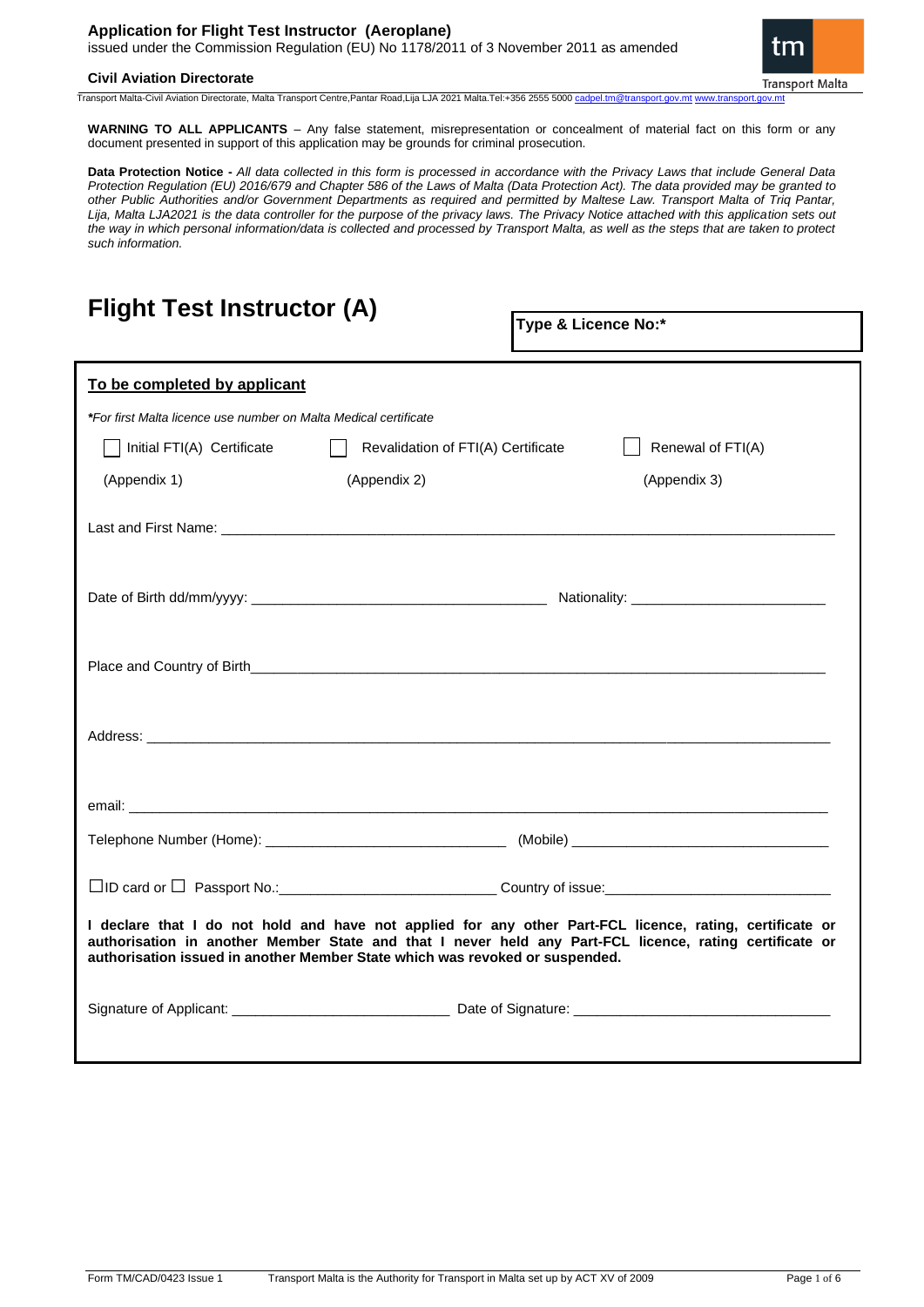**Application for Flight Test Instructor (Aeroplane)**
issued under the Commission Regulation (EU) No 1178/2011 of 3 November 2011 as amended

**Civil Aviation Directorate**

Transport Malta-Civil Aviation Directorate, Malta Transport Centre,Pantar Road,Lija LJA 2021 Malta.Tel:+356 2555 5000 cadpel.tm@transport.gov.mt www.transport.gov.mt

**WARNING TO ALL APPLICANTS** – Any false statement, misrepresentation or concealment of material fact on this form or any document presented in support of this application may be grounds for criminal prosecution.

**Data Protection Notice -** *All data collected in this form is processed in accordance with the Privacy Laws that include General Data Protection Regulation (EU) 2016/679 and Chapter 586 of the Laws of Malta (Data Protection Act). The data provided may be granted to other Public Authorities and/or Government Departments as required and permitted by Maltese Law. Transport Malta of Triq Pantar, Lija, Malta LJA2021 is the data controller for the purpose of the privacy laws. The Privacy Notice attached with this application sets out the way in which personal information/data is collected and processed by Transport Malta, as well as the steps that are taken to protect such information.*

# Flight Test Instructor (A)

**Type & Licence No:***

**To be completed by applicant**

***For first Malta licence use number on Malta Medical certificate***

☐ Initial FTI(A) Certificate (Appendix 1)

☐ Revalidation of FTI(A) Certificate (Appendix 2)

☐ Renewal of FTI(A) (Appendix 3)

Last and First Name: ______________________________________________

Date of Birth dd/mm/yyyy: ______________________ Nationality: ______________________

Place and Country of Birth______________________________________________

Address: ______________________________________________

email: ______________________________________________

Telephone Number (Home): ______________________ (Mobile) ______________________

☐ID card or ☐ Passport No.:______________________ Country of issue:______________________

**I declare that I do not hold and have not applied for any other Part-FCL licence, rating, certificate or authorisation in another Member State and that I never held any Part-FCL licence, rating certificate or authorisation issued in another Member State which was revoked or suspended.**

Signature of Applicant: ______________________ Date of Signature: ______________________

Form TM/CAD/0423 Issue 1 Transport Malta is the Authority for Transport in Malta set up by ACT XV of 2009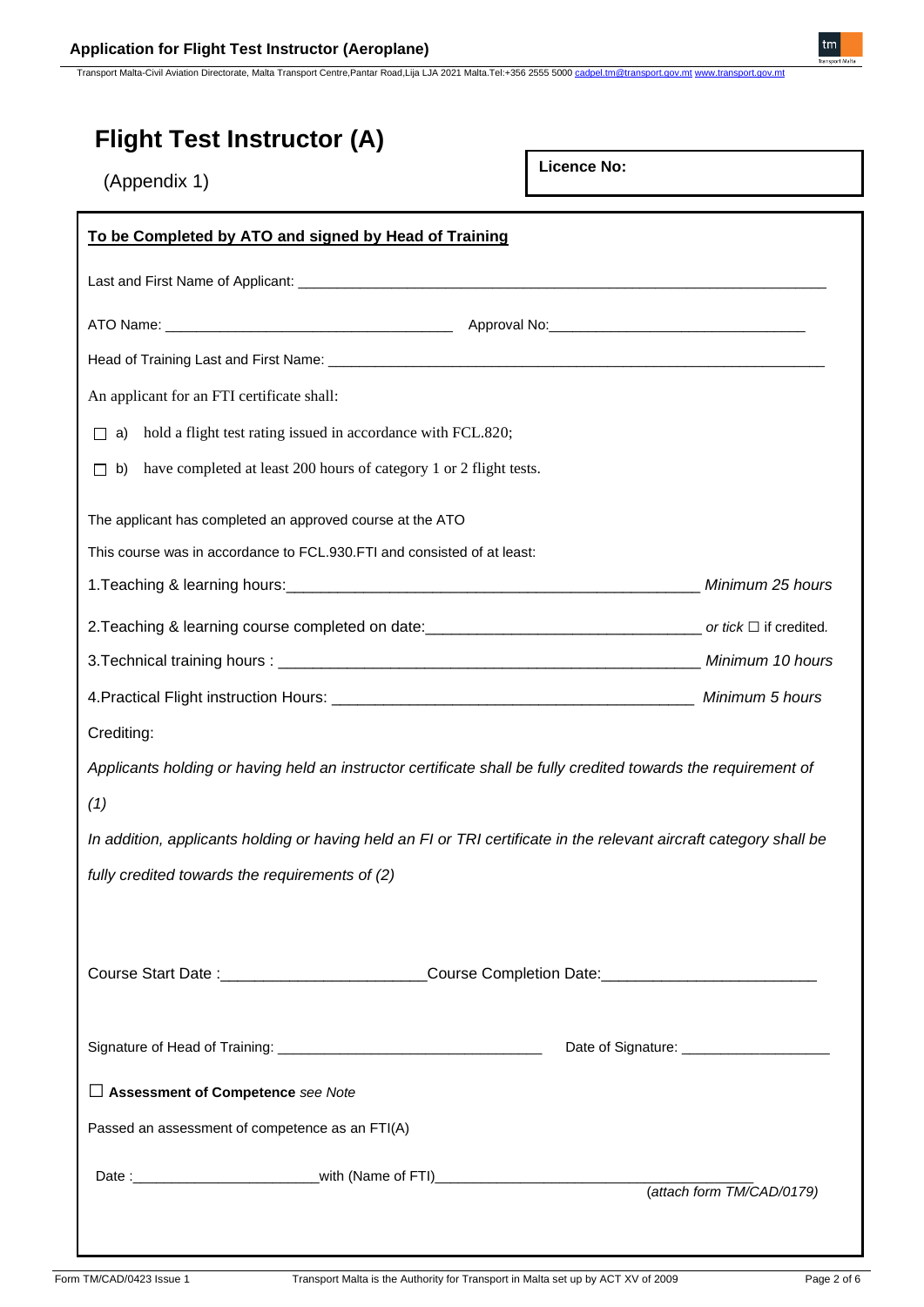# Flight Test Instructor (A)

(Appendix 1)

**Licence No:**

**To be Completed by ATO and signed by Head of Training**

Last and First Name of Applicant: ___________________________________________________________________

ATO Name: ___________________________________ Approval No:________________________________

Head of Training Last and First Name: ________________________________________________________________

An applicant for an FTI certificate shall:

☐ a) hold a flight test rating issued in accordance with FCL.820;

☐ b) have completed at least 200 hours of category 1 or 2 flight tests.

The applicant has completed an approved course at the ATO

This course was in accordance to FCL.930.FTI and consisted of at least:

1.Teaching & learning hours:__________________________________________________ *Minimum 25 hours*

2.Teaching & learning course completed on date:________________________________ *or tick* ☐ if credited.

3.Technical training hours : ___________________________________________________ *Minimum 10 hours*

4.Practical Flight instruction Hours: ___________________________________________ *Minimum 5 hours*

Crediting:

*Applicants holding or having held an instructor certificate shall be fully credited towards the requirement of (1)*

*In addition, applicants holding or having held an FI or TRI certificate in the relevant aircraft category shall be fully credited towards the requirements of (2)*

Course Start Date :________________________Course Completion Date:_________________________

Signature of Head of Training: _________________________________ Date of Signature: __________________

☐ **Assessment of Competence** *see Note*

Passed an assessment of competence as an FTI(A)

Date :_______________________with (Name of FTI)_________________________________________

(*attach form TM/CAD/0179)*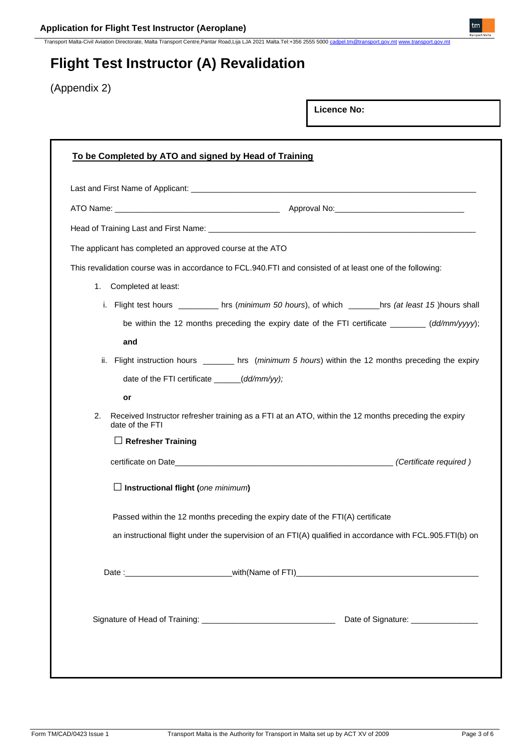# Flight Test Instructor (A) Revalidation

(Appendix 2)

**Licence No:**

**To be Completed by ATO and signed by Head of Training**

Last and First Name of Applicant: ________________________________________________________________

ATO Name: ______________________________________ Approval No:_____________________________

Head of Training Last and First Name: ____________________________________________________________

The applicant has completed an approved course at the ATO

This revalidation course was in accordance to FCL.940.FTI and consisted of at least one of the following:

1. Completed at least:

   i. Flight test hours _________ hrs (*minimum 50 hours*), of which _______hrs *(at least 15* )hours shall be within the 12 months preceding the expiry date of the FTI certificate ________ (*dd/mm/yyyy*);

   **and**

   ii. Flight instruction hours _______ hrs (*minimum 5 hours*) within the 12 months preceding the expiry date of the FTI certificate ______(*dd/mm/yy);*

   **or**

2. Received Instructor refresher training as a FTI at an ATO, within the 12 months preceding the expiry date of the FTI

   ☐ **Refresher Training**

   certificate on Date__________________________________________________ *(Certificate required )*

   ☐ **Instructional flight (***one minimum***)**

   Passed within the 12 months preceding the expiry date of the FTI(A) certificate

   an instructional flight under the supervision of an FTI(A) qualified in accordance with FCL.905.FTI(b) on

   Date :________________________with(Name of FTI)__________________________________________

Signature of Head of Training: ______________________________ Date of Signature: _______________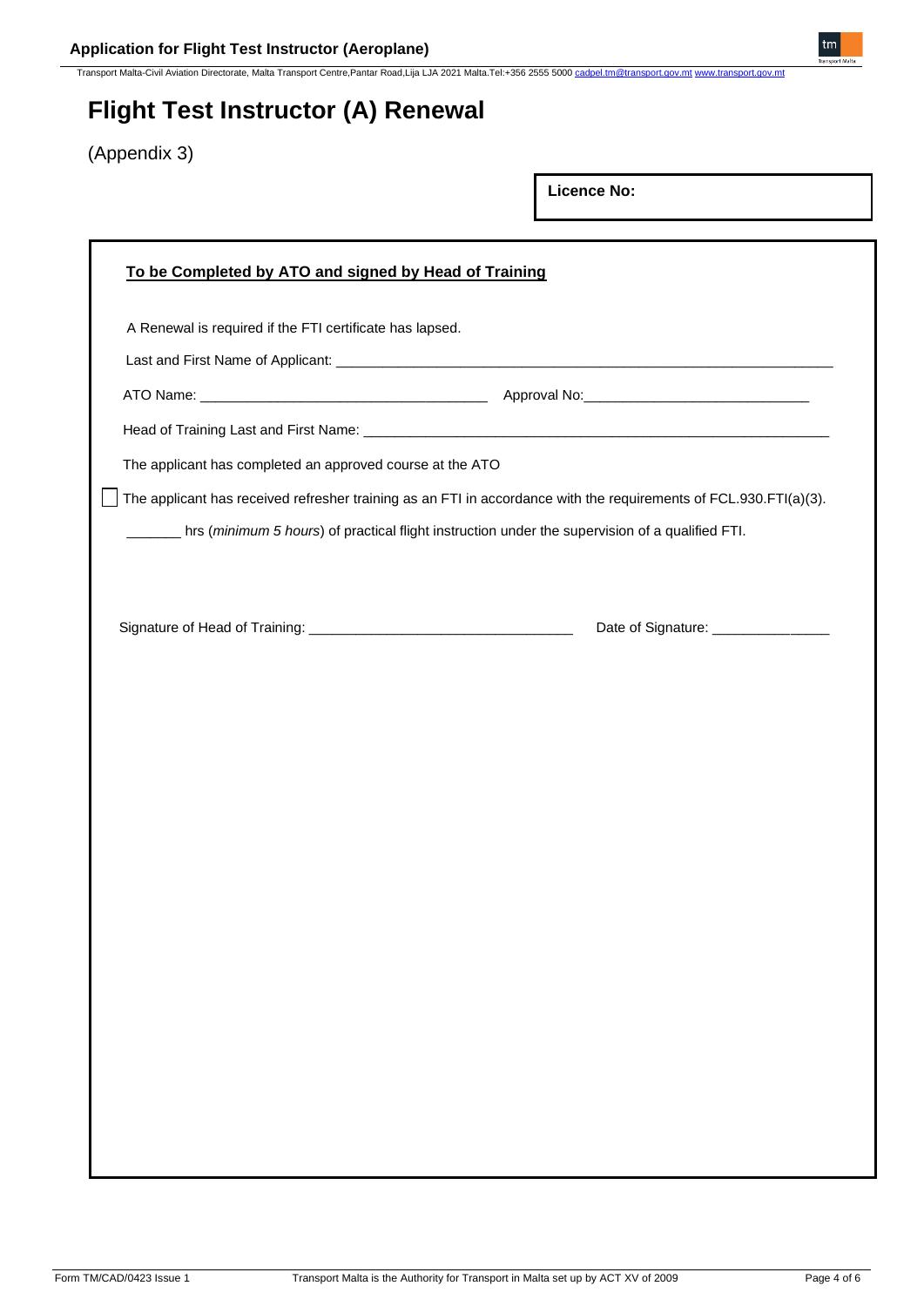# Flight Test Instructor (A) Renewal

(Appendix 3)

**Licence No:**

**To be Completed by ATO and signed by Head of Training**

A Renewal is required if the FTI certificate has lapsed.

Last and First Name of Applicant: ____________________________________________

ATO Name: ______________________ Approval No: ______________________

Head of Training Last and First Name: ____________________________________________

The applicant has completed an approved course at the ATO

☐ The applicant has received refresher training as an FTI in accordance with the requirements of FCL.930.FTI(a)(3).

_______ hrs (*minimum 5 hours*) of practical flight instruction under the supervision of a qualified FTI.

Signature of Head of Training: ______________________ Date of Signature: ______________

Form TM/CAD/0423 Issue 1 — Transport Malta is the Authority for Transport in Malta set up by ACT XV of 2009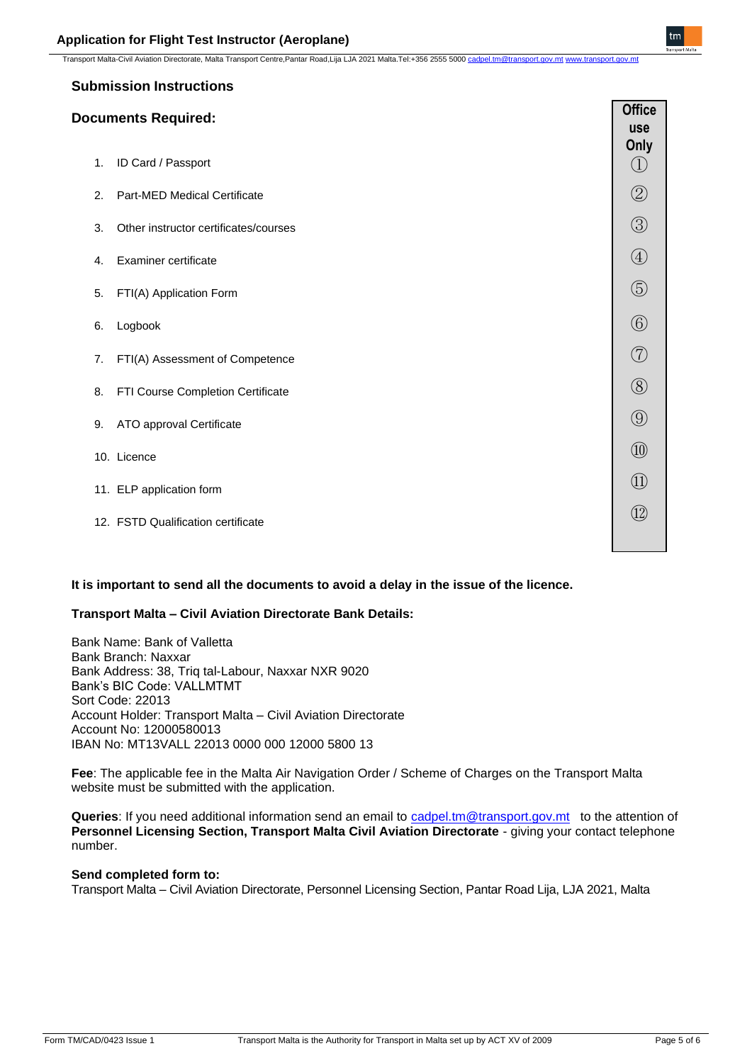## Submission Instructions

### Documents Required:

| | Office use Only |
|---|---|
| 1. ID Card / Passport | ① |
| 2. Part-MED Medical Certificate | ② |
| 3. Other instructor certificates/courses | ③ |
| 4. Examiner certificate | ④ |
| 5. FTI(A) Application Form | ⑤ |
| 6. Logbook | ⑥ |
| 7. FTI(A) Assessment of Competence | ⑦ |
| 8. FTI Course Completion Certificate | ⑧ |
| 9. ATO approval Certificate | ⑨ |
| 10. Licence | ⑩ |
| 11. ELP application form | ⑪ |
| 12. FSTD Qualification certificate | ⑫ |

**It is important to send all the documents to avoid a delay in the issue of the licence.**

**Transport Malta – Civil Aviation Directorate Bank Details:**

Bank Name: Bank of Valletta
Bank Branch: Naxxar
Bank Address: 38, Triq tal-Labour, Naxxar NXR 9020
Bank's BIC Code: VALLMTMT
Sort Code: 22013
Account Holder: Transport Malta – Civil Aviation Directorate
Account No: 12000580013
IBAN No: MT13VALL 22013 0000 000 12000 5800 13

**Fee**: The applicable fee in the Malta Air Navigation Order / Scheme of Charges on the Transport Malta website must be submitted with the application.

**Queries**: If you need additional information send an email to cadpel.tm@transport.gov.mt to the attention of **Personnel Licensing Section, Transport Malta Civil Aviation Directorate** - giving your contact telephone number.

**Send completed form to:**
Transport Malta – Civil Aviation Directorate, Personnel Licensing Section, Pantar Road Lija, LJA 2021, Malta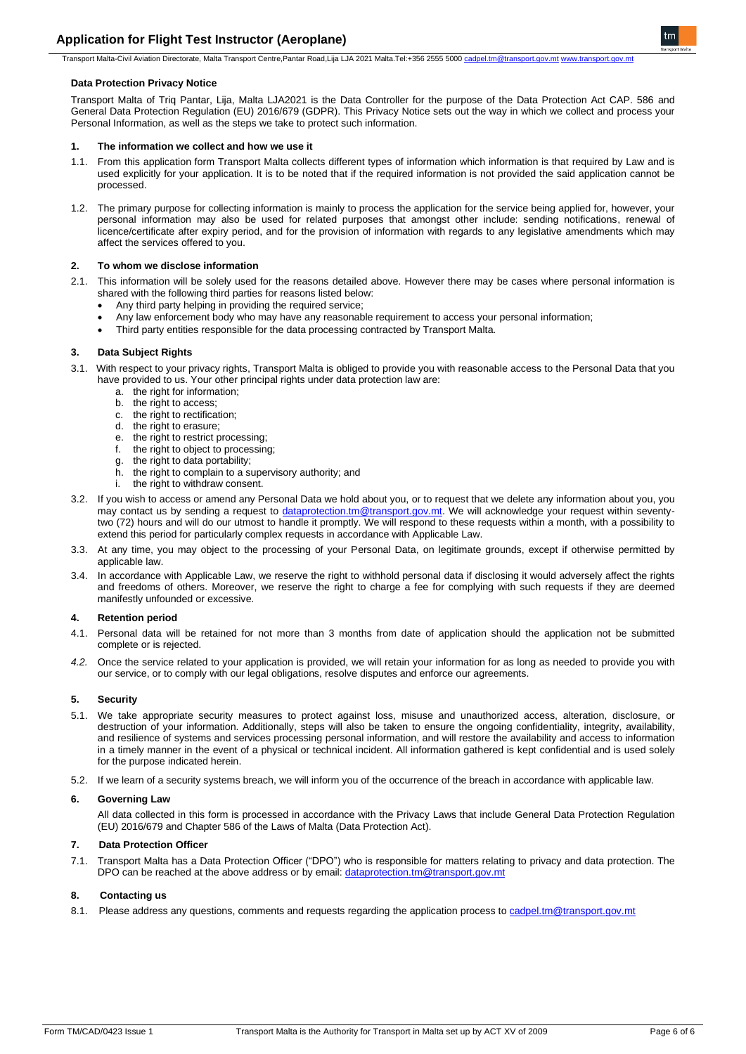### Data Protection Privacy Notice

Transport Malta of Triq Pantar, Lija, Malta LJA2021 is the Data Controller for the purpose of the Data Protection Act CAP. 586 and General Data Protection Regulation (EU) 2016/679 (GDPR). This Privacy Notice sets out the way in which we collect and process your Personal Information, as well as the steps we take to protect such information.

#### 1. The information we collect and how we use it

1.1. From this application form Transport Malta collects different types of information which information is that required by Law and is used explicitly for your application. It is to be noted that if the required information is not provided the said application cannot be processed.

1.2. The primary purpose for collecting information is mainly to process the application for the service being applied for, however, your personal information may also be used for related purposes that amongst other include: sending notifications, renewal of licence/certificate after expiry period, and for the provision of information with regards to any legislative amendments which may affect the services offered to you.

#### 2. To whom we disclose information

2.1. This information will be solely used for the reasons detailed above. However there may be cases where personal information is shared with the following third parties for reasons listed below:

- Any third party helping in providing the required service;
- Any law enforcement body who may have any reasonable requirement to access your personal information;
- Third party entities responsible for the data processing contracted by Transport Malta.

#### 3. Data Subject Rights

3.1. With respect to your privacy rights, Transport Malta is obliged to provide you with reasonable access to the Personal Data that you have provided to us. Your other principal rights under data protection law are:

a. the right for information;
b. the right to access;
c. the right to rectification;
d. the right to erasure;
e. the right to restrict processing;
f. the right to object to processing;
g. the right to data portability;
h. the right to complain to a supervisory authority; and
i. the right to withdraw consent.

3.2. If you wish to access or amend any Personal Data we hold about you, or to request that we delete any information about you, you may contact us by sending a request to dataprotection.tm@transport.gov.mt. We will acknowledge your request within seventy-two (72) hours and will do our utmost to handle it promptly. We will respond to these requests within a month, with a possibility to extend this period for particularly complex requests in accordance with Applicable Law.

3.3. At any time, you may object to the processing of your Personal Data, on legitimate grounds, except if otherwise permitted by applicable law.

3.4. In accordance with Applicable Law, we reserve the right to withhold personal data if disclosing it would adversely affect the rights and freedoms of others. Moreover, we reserve the right to charge a fee for complying with such requests if they are deemed manifestly unfounded or excessive.

#### 4. Retention period

4.1. Personal data will be retained for not more than 3 months from date of application should the application not be submitted complete or is rejected.

*4.2.* Once the service related to your application is provided, we will retain your information for as long as needed to provide you with our service, or to comply with our legal obligations, resolve disputes and enforce our agreements.

#### 5. Security

5.1. We take appropriate security measures to protect against loss, misuse and unauthorized access, alteration, disclosure, or destruction of your information. Additionally, steps will also be taken to ensure the ongoing confidentiality, integrity, availability, and resilience of systems and services processing personal information, and will restore the availability and access to information in a timely manner in the event of a physical or technical incident. All information gathered is kept confidential and is used solely for the purpose indicated herein.

5.2. If we learn of a security systems breach, we will inform you of the occurrence of the breach in accordance with applicable law.

#### 6. Governing Law

All data collected in this form is processed in accordance with the Privacy Laws that include General Data Protection Regulation (EU) 2016/679 and Chapter 586 of the Laws of Malta (Data Protection Act).

#### 7. Data Protection Officer

7.1. Transport Malta has a Data Protection Officer ("DPO") who is responsible for matters relating to privacy and data protection. The DPO can be reached at the above address or by email: dataprotection.tm@transport.gov.mt

#### 8. Contacting us

8.1. Please address any questions, comments and requests regarding the application process to cadpel.tm@transport.gov.mt